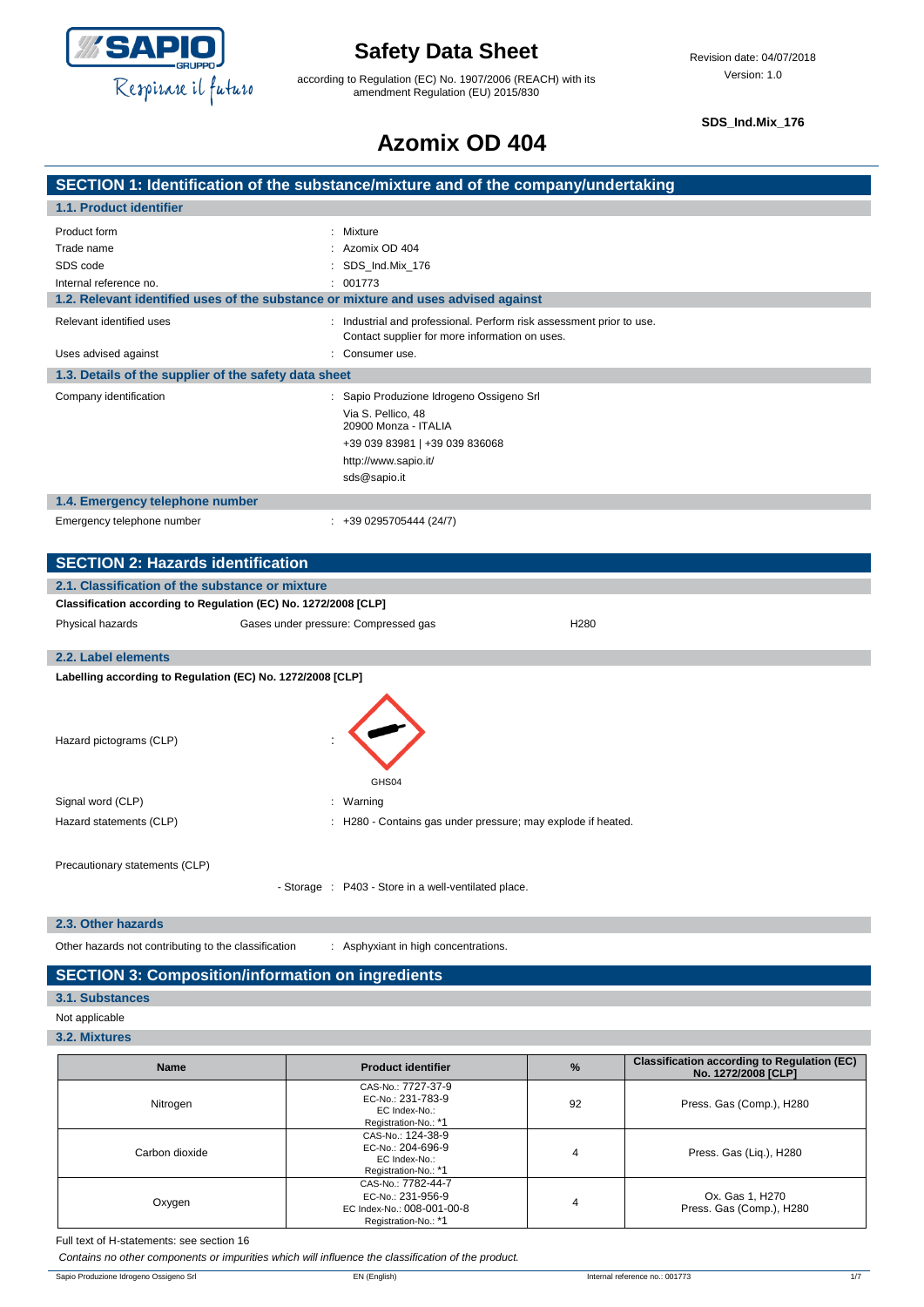# Safety Data Sheet

according to Regulation (EC) No. 1907/2006 (REACH) with its amendment Regulation (EU) 2015/830

Revision date: 04/07/2018
Version: 1.0

**SDS_Ind.Mix_176**

# Azomix OD 404

## SECTION 1: Identification of the substance/mixture and of the company/undertaking

### 1.1. Product identifier

| | |
|---|---|
| Product form | : Mixture |
| Trade name | : Azomix OD 404 |
| SDS code | : SDS_Ind.Mix_176 |
| Internal reference no. | : 001773 |

### 1.2. Relevant identified uses of the substance or mixture and uses advised against

| | |
|---|---|
| Relevant identified uses | : Industrial and professional. Perform risk assessment prior to use. Contact supplier for more information on uses. |
| Uses advised against | : Consumer use. |

### 1.3. Details of the supplier of the safety data sheet

Company identification : Sapio Produzione Idrogeno Ossigeno Srl
Via S. Pellico, 48
20900 Monza - ITALIA
+39 039 83981 | +39 039 836068
http://www.sapio.it/
sds@sapio.it

### 1.4. Emergency telephone number

Emergency telephone number : +39 0295705444 (24/7)

## SECTION 2: Hazards identification

### 2.1. Classification of the substance or mixture

**Classification according to Regulation (EC) No. 1272/2008 [CLP]**

| | | |
|---|---|---|
| Physical hazards | Gases under pressure: Compressed gas | H280 |

### 2.2. Label elements

**Labelling according to Regulation (EC) No. 1272/2008 [CLP]**

Hazard pictograms (CLP) :

GHS04

| | |
|---|---|
| Signal word (CLP) | : Warning |
| Hazard statements (CLP) | : H280 - Contains gas under pressure; may explode if heated. |

Precautionary statements (CLP)

- Storage : P403 - Store in a well-ventilated place.

### 2.3. Other hazards

Other hazards not contributing to the classification : Asphyxiant in high concentrations.

## SECTION 3: Composition/information on ingredients

### 3.1. Substances

Not applicable

### 3.2. Mixtures

| Name | Product identifier | % | Classification according to Regulation (EC) No. 1272/2008 [CLP] |
|---|---|---|---|
| Nitrogen | CAS-No.: 7727-37-9<br>EC-No.: 231-783-9<br>EC Index-No.:<br>Registration-No.: *1 | 92 | Press. Gas (Comp.), H280 |
| Carbon dioxide | CAS-No.: 124-38-9<br>EC-No.: 204-696-9<br>EC Index-No.:<br>Registration-No.: *1 | 4 | Press. Gas (Liq.), H280 |
| Oxygen | CAS-No.: 7782-44-7<br>EC-No.: 231-956-9<br>EC Index-No.: 008-001-00-8<br>Registration-No.: *1 | 4 | Ox. Gas 1, H270<br>Press. Gas (Comp.), H280 |

Full text of H-statements: see section 16

*Contains no other components or impurities which will influence the classification of the product.*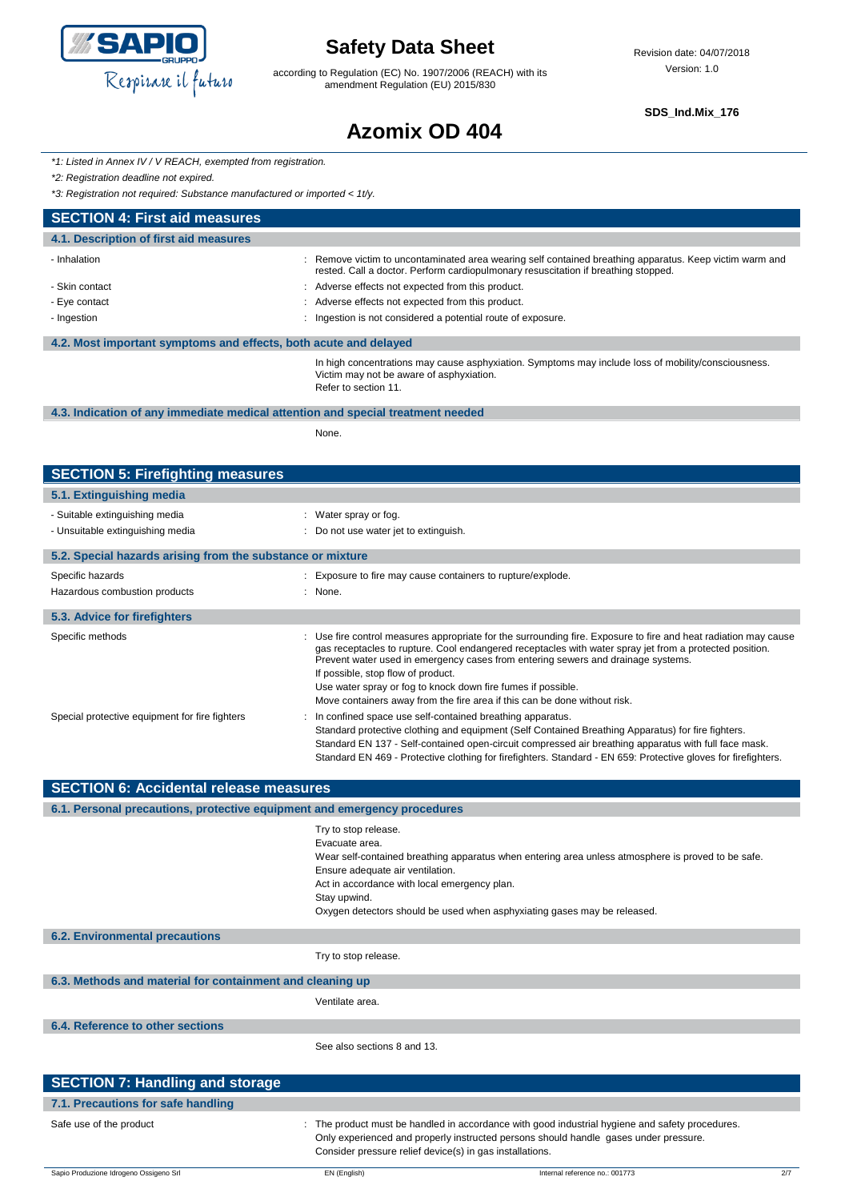*\*1: Listed in Annex IV / V REACH, exempted from registration.*

*\*2: Registration deadline not expired.*

*\*3: Registration not required: Substance manufactured or imported < 1t/y.*

## SECTION 4: First aid measures

### 4.1. Description of first aid measures

- Inhalation : Remove victim to uncontaminated area wearing self contained breathing apparatus. Keep victim warm and rested. Call a doctor. Perform cardiopulmonary resuscitation if breathing stopped.
- Skin contact : Adverse effects not expected from this product.
- Eye contact : Adverse effects not expected from this product.
- Ingestion : Ingestion is not considered a potential route of exposure.

### 4.2. Most important symptoms and effects, both acute and delayed

In high concentrations may cause asphyxiation. Symptoms may include loss of mobility/consciousness.
Victim may not be aware of asphyxiation.
Refer to section 11.

### 4.3. Indication of any immediate medical attention and special treatment needed

None.

## SECTION 5: Firefighting measures

### 5.1. Extinguishing media

- Suitable extinguishing media : Water spray or fog.
- Unsuitable extinguishing media : Do not use water jet to extinguish.

### 5.2. Special hazards arising from the substance or mixture

Specific hazards : Exposure to fire may cause containers to rupture/explode.

Hazardous combustion products : None.

### 5.3. Advice for firefighters

Specific methods : Use fire control measures appropriate for the surrounding fire. Exposure to fire and heat radiation may cause gas receptacles to rupture. Cool endangered receptacles with water spray jet from a protected position. Prevent water used in emergency cases from entering sewers and drainage systems.
If possible, stop flow of product.
Use water spray or fog to knock down fire fumes if possible.
Move containers away from the fire area if this can be done without risk.

Special protective equipment for fire fighters : In confined space use self-contained breathing apparatus.
Standard protective clothing and equipment (Self Contained Breathing Apparatus) for fire fighters.
Standard EN 137 - Self-contained open-circuit compressed air breathing apparatus with full face mask.
Standard EN 469 - Protective clothing for firefighters. Standard - EN 659: Protective gloves for firefighters.

## SECTION 6: Accidental release measures

### 6.1. Personal precautions, protective equipment and emergency procedures

Try to stop release.
Evacuate area.
Wear self-contained breathing apparatus when entering area unless atmosphere is proved to be safe.
Ensure adequate air ventilation.
Act in accordance with local emergency plan.
Stay upwind.
Oxygen detectors should be used when asphyxiating gases may be released.

### 6.2. Environmental precautions

Try to stop release.

### 6.3. Methods and material for containment and cleaning up

Ventilate area.

### 6.4. Reference to other sections

See also sections 8 and 13.

## SECTION 7: Handling and storage

### 7.1. Precautions for safe handling

Safe use of the product : The product must be handled in accordance with good industrial hygiene and safety procedures.
Only experienced and properly instructed persons should handle gases under pressure.
Consider pressure relief device(s) in gas installations.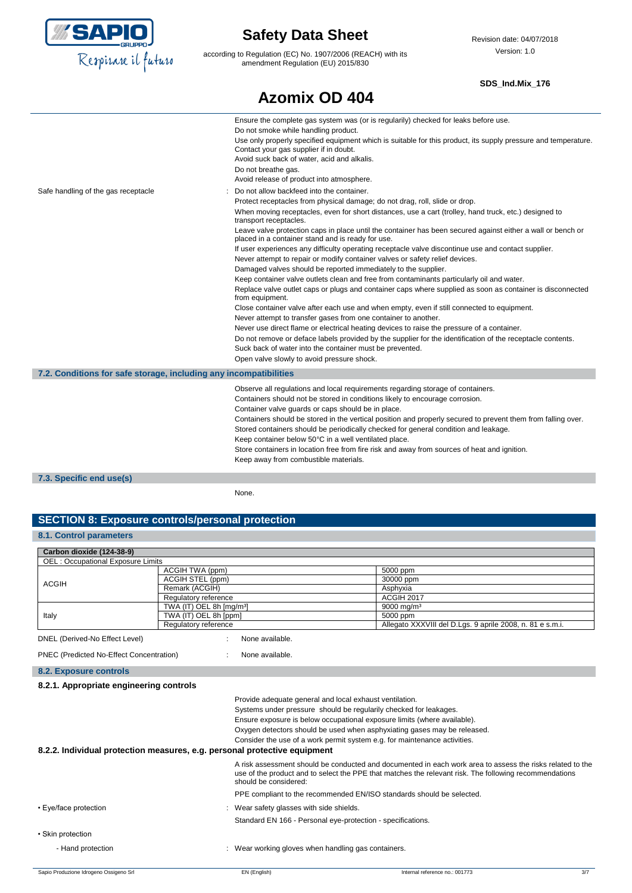Ensure the complete gas system was (or is regularily) checked for leaks before use.
Do not smoke while handling product.
Use only properly specified equipment which is suitable for this product, its supply pressure and temperature. Contact your gas supplier if in doubt.
Avoid suck back of water, acid and alkalis.
Do not breathe gas.
Avoid release of product into atmosphere.

Safe handling of the gas receptacle : Do not allow backfeed into the container.
Protect receptacles from physical damage; do not drag, roll, slide or drop.
When moving receptacles, even for short distances, use a cart (trolley, hand truck, etc.) designed to transport receptacles.
Leave valve protection caps in place until the container has been secured against either a wall or bench or placed in a container stand and is ready for use.
If user experiences any difficulty operating receptacle valve discontinue use and contact supplier.
Never attempt to repair or modify container valves or safety relief devices.
Damaged valves should be reported immediately to the supplier.
Keep container valve outlets clean and free from contaminants particularly oil and water.
Replace valve outlet caps or plugs and container caps where supplied as soon as container is disconnected from equipment.
Close container valve after each use and when empty, even if still connected to equipment.
Never attempt to transfer gases from one container to another.
Never use direct flame or electrical heating devices to raise the pressure of a container.
Do not remove or deface labels provided by the supplier for the identification of the receptacle contents.
Suck back of water into the container must be prevented.
Open valve slowly to avoid pressure shock.

### 7.2. Conditions for safe storage, including any incompatibilities

Observe all regulations and local requirements regarding storage of containers.
Containers should not be stored in conditions likely to encourage corrosion.
Container valve guards or caps should be in place.
Containers should be stored in the vertical position and properly secured to prevent them from falling over.
Stored containers should be periodically checked for general condition and leakage.
Keep container below 50°C in a well ventilated place.
Store containers in location free from fire risk and away from sources of heat and ignition.
Keep away from combustible materials.

### 7.3. Specific end use(s)

None.

## SECTION 8: Exposure controls/personal protection

### 8.1. Control parameters

| Carbon dioxide (124-38-9) | | |
|---|---|---|
| OEL : Occupational Exposure Limits | | |
| ACGIH | ACGIH TWA (ppm) | 5000 ppm |
| | ACGIH STEL (ppm) | 30000 ppm |
| | Remark (ACGIH) | Asphyxia |
| | Regulatory reference | ACGIH 2017 |
| Italy | TWA (IT) OEL 8h [mg/m³] | 9000 mg/m³ |
| | TWA (IT) OEL 8h [ppm] | 5000 ppm |
| | Regulatory reference | Allegato XXXVIII del D.Lgs. 9 aprile 2008, n. 81 e s.m.i. |

DNEL (Derived-No Effect Level) : None available.

PNEC (Predicted No-Effect Concentration) : None available.

### 8.2. Exposure controls

#### 8.2.1. Appropriate engineering controls

Provide adequate general and local exhaust ventilation.
Systems under pressure should be regularily checked for leakages.
Ensure exposure is below occupational exposure limits (where available).
Oxygen detectors should be used when asphyxiating gases may be released.
Consider the use of a work permit system e.g. for maintenance activities.

#### 8.2.2. Individual protection measures, e.g. personal protective equipment

A risk assessment should be conducted and documented in each work area to assess the risks related to the use of the product and to select the PPE that matches the relevant risk. The following recommendations should be considered:

PPE compliant to the recommended EN/ISO standards should be selected.

- Eye/face protection : Wear safety glasses with side shields.
  Standard EN 166 - Personal eye-protection - specifications.
- Skin protection
  - Hand protection : Wear working gloves when handling gas containers.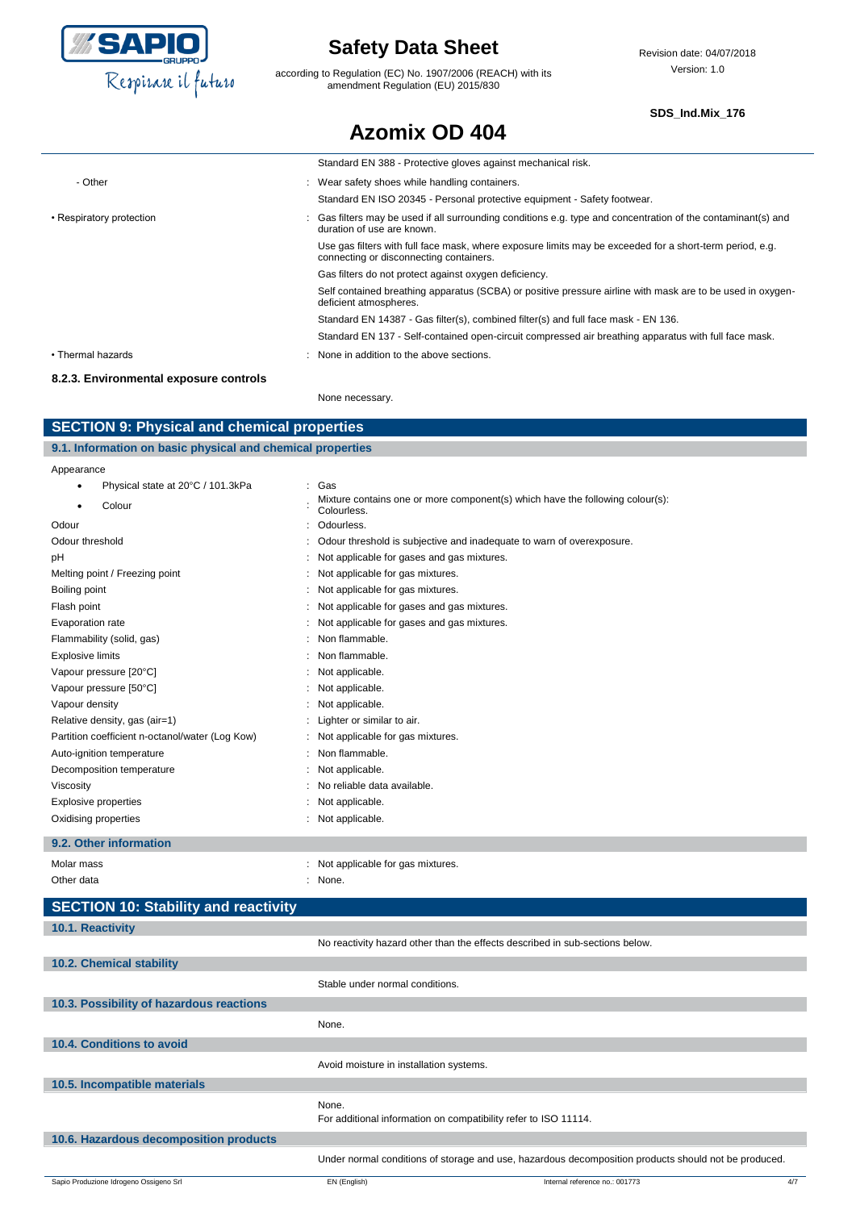| | | |
|---|---|---|
| | | Standard EN 388 - Protective gloves against mechanical risk. |
| - Other | : | Wear safety shoes while handling containers. |
| | | Standard EN ISO 20345 - Personal protective equipment - Safety footwear. |
| • Respiratory protection | : | Gas filters may be used if all surrounding conditions e.g. type and concentration of the contaminant(s) and duration of use are known. |
| | | Use gas filters with full face mask, where exposure limits may be exceeded for a short-term period, e.g. connecting or disconnecting containers. |
| | | Gas filters do not protect against oxygen deficiency. |
| | | Self contained breathing apparatus (SCBA) or positive pressure airline with mask are to be used in oxygen-deficient atmospheres. |
| | | Standard EN 14387 - Gas filter(s), combined filter(s) and full face mask - EN 136. |
| | | Standard EN 137 - Self-contained open-circuit compressed air breathing apparatus with full face mask. |
| • Thermal hazards | : | None in addition to the above sections. |

#### 8.2.3. Environmental exposure controls

None necessary.

## SECTION 9: Physical and chemical properties

### 9.1. Information on basic physical and chemical properties

Appearance

| | | |
|---|---|---|
| • Physical state at 20°C / 101.3kPa | : | Gas |
| • Colour | : | Mixture contains one or more component(s) which have the following colour(s): Colourless. |
| Odour | : | Odourless. |
| Odour threshold | : | Odour threshold is subjective and inadequate to warn of overexposure. |
| pH | : | Not applicable for gases and gas mixtures. |
| Melting point / Freezing point | : | Not applicable for gas mixtures. |
| Boiling point | : | Not applicable for gas mixtures. |
| Flash point | : | Not applicable for gases and gas mixtures. |
| Evaporation rate | : | Not applicable for gases and gas mixtures. |
| Flammability (solid, gas) | : | Non flammable. |
| Explosive limits | : | Non flammable. |
| Vapour pressure [20°C] | : | Not applicable. |
| Vapour pressure [50°C] | : | Not applicable. |
| Vapour density | : | Not applicable. |
| Relative density, gas (air=1) | : | Lighter or similar to air. |
| Partition coefficient n-octanol/water (Log Kow) | : | Not applicable for gas mixtures. |
| Auto-ignition temperature | : | Non flammable. |
| Decomposition temperature | : | Not applicable. |
| Viscosity | : | No reliable data available. |
| Explosive properties | : | Not applicable. |
| Oxidising properties | : | Not applicable. |

### 9.2. Other information

| | | |
|---|---|---|
| Molar mass | : | Not applicable for gas mixtures. |
| Other data | : | None. |

## SECTION 10: Stability and reactivity

### 10.1. Reactivity

No reactivity hazard other than the effects described in sub-sections below.

### 10.2. Chemical stability

Stable under normal conditions.

### 10.3. Possibility of hazardous reactions

None.

### 10.4. Conditions to avoid

Avoid moisture in installation systems.

### 10.5. Incompatible materials

None.
For additional information on compatibility refer to ISO 11114.

### 10.6. Hazardous decomposition products

Under normal conditions of storage and use, hazardous decomposition products should not be produced.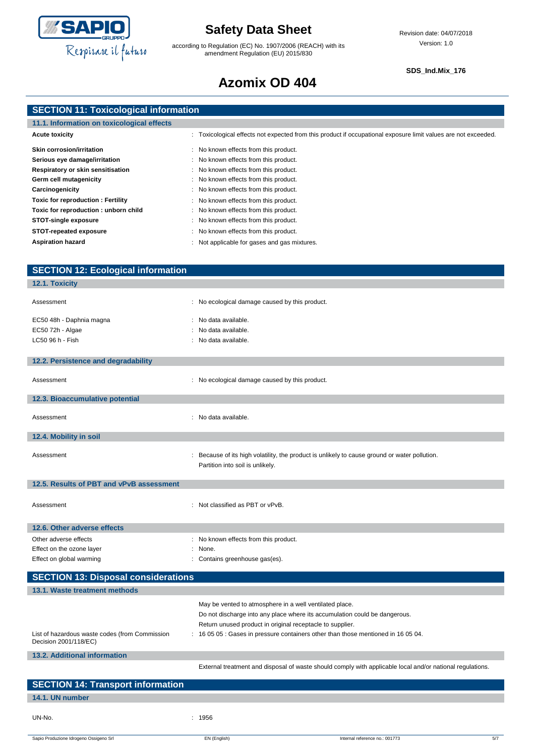## SECTION 11: Toxicological information

### 11.1. Information on toxicological effects

| | |
|---|---|
| **Acute toxicity** | : Toxicological effects not expected from this product if occupational exposure limit values are not exceeded. |
| **Skin corrosion/irritation** | : No known effects from this product. |
| **Serious eye damage/irritation** | : No known effects from this product. |
| **Respiratory or skin sensitisation** | : No known effects from this product. |
| **Germ cell mutagenicity** | : No known effects from this product. |
| **Carcinogenicity** | : No known effects from this product. |
| **Toxic for reproduction : Fertility** | : No known effects from this product. |
| **Toxic for reproduction : unborn child** | : No known effects from this product. |
| **STOT-single exposure** | : No known effects from this product. |
| **STOT-repeated exposure** | : No known effects from this product. |
| **Aspiration hazard** | : Not applicable for gases and gas mixtures. |

## SECTION 12: Ecological information

### 12.1. Toxicity

| | |
|---|---|
| Assessment | : No ecological damage caused by this product. |
| EC50 48h - Daphnia magna | : No data available. |
| EC50 72h - Algae | : No data available. |
| LC50 96 h - Fish | : No data available. |

### 12.2. Persistence and degradability

| | |
|---|---|
| Assessment | : No ecological damage caused by this product. |

### 12.3. Bioaccumulative potential

| | |
|---|---|
| Assessment | : No data available. |

### 12.4. Mobility in soil

| | |
|---|---|
| Assessment | : Because of its high volatility, the product is unlikely to cause ground or water pollution. Partition into soil is unlikely. |

### 12.5. Results of PBT and vPvB assessment

| | |
|---|---|
| Assessment | : Not classified as PBT or vPvB. |

### 12.6. Other adverse effects

| | |
|---|---|
| Other adverse effects | : No known effects from this product. |
| Effect on the ozone layer | : None. |
| Effect on global warming | : Contains greenhouse gas(es). |

## SECTION 13: Disposal considerations

### 13.1. Waste treatment methods

May be vented to atmosphere in a well ventilated place.
Do not discharge into any place where its accumulation could be dangerous.
Return unused product in original receptacle to supplier.

| | |
|---|---|
| List of hazardous waste codes (from Commission Decision 2001/118/EC) | : 16 05 05 : Gases in pressure containers other than those mentioned in 16 05 04. |

### 13.2. Additional information

External treatment and disposal of waste should comply with applicable local and/or national regulations.

## SECTION 14: Transport information

### 14.1. UN number

| | |
|---|---|
| UN-No. | : 1956 |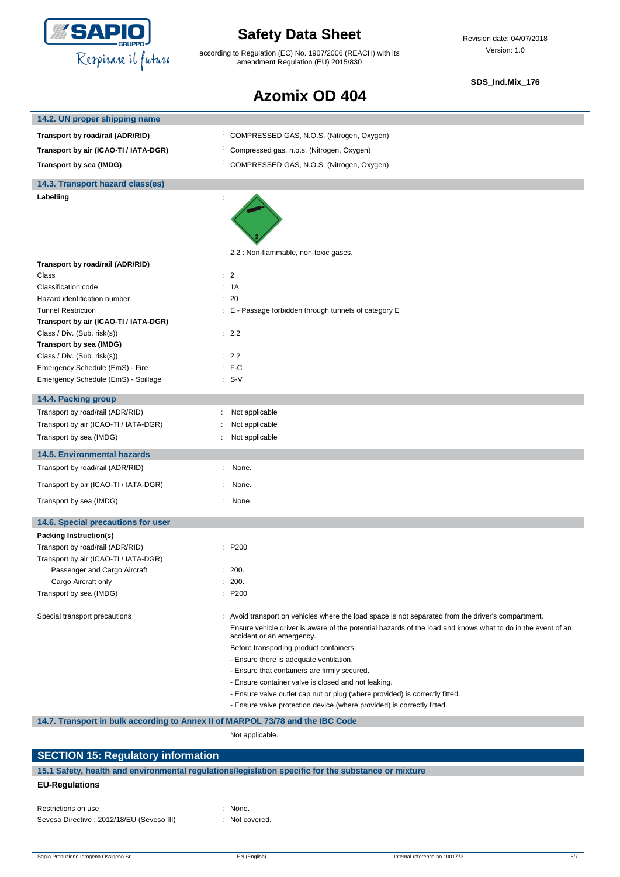## 14.2. UN proper shipping name

| | |
|---|---|
| **Transport by road/rail (ADR/RID)** | : COMPRESSED GAS, N.O.S. (Nitrogen, Oxygen) |
| **Transport by air (ICAO-TI / IATA-DGR)** | : Compressed gas, n.o.s. (Nitrogen, Oxygen) |
| **Transport by sea (IMDG)** | : COMPRESSED GAS, N.O.S. (Nitrogen, Oxygen) |

## 14.3. Transport hazard class(es)

**Labelling** :

2.2 : Non-flammable, non-toxic gases.

| | |
|---|---|
| **Transport by road/rail (ADR/RID)** | |
| Class | : 2 |
| Classification code | : 1A |
| Hazard identification number | : 20 |
| Tunnel Restriction | : E - Passage forbidden through tunnels of category E |
| **Transport by air (ICAO-TI / IATA-DGR)** | |
| Class / Div. (Sub. risk(s)) | : 2.2 |
| **Transport by sea (IMDG)** | |
| Class / Div. (Sub. risk(s)) | : 2.2 |
| Emergency Schedule (EmS) - Fire | : F-C |
| Emergency Schedule (EmS) - Spillage | : S-V |

## 14.4. Packing group

| | |
|---|---|
| Transport by road/rail (ADR/RID) | : Not applicable |
| Transport by air (ICAO-TI / IATA-DGR) | : Not applicable |
| Transport by sea (IMDG) | : Not applicable |

## 14.5. Environmental hazards

| | |
|---|---|
| Transport by road/rail (ADR/RID) | : None. |
| Transport by air (ICAO-TI / IATA-DGR) | : None. |
| Transport by sea (IMDG) | : None. |

## 14.6. Special precautions for user

| | |
|---|---|
| **Packing Instruction(s)** | |
| Transport by road/rail (ADR/RID) | : P200 |
| Transport by air (ICAO-TI / IATA-DGR) | |
| Passenger and Cargo Aircraft | : 200. |
| Cargo Aircraft only | : 200. |
| Transport by sea (IMDG) | : P200 |

Special transport precautions : Avoid transport on vehicles where the load space is not separated from the driver's compartment.

Ensure vehicle driver is aware of the potential hazards of the load and knows what to do in the event of an accident or an emergency.

Before transporting product containers:

- Ensure there is adequate ventilation.
- Ensure that containers are firmly secured.
- Ensure container valve is closed and not leaking.
- Ensure valve outlet cap nut or plug (where provided) is correctly fitted.
- Ensure valve protection device (where provided) is correctly fitted.

## 14.7. Transport in bulk according to Annex II of MARPOL 73/78 and the IBC Code

Not applicable.

# SECTION 15: Regulatory information

## 15.1 Safety, health and environmental regulations/legislation specific for the substance or mixture

### EU-Regulations

| | |
|---|---|
| Restrictions on use | : None. |
| Seveso Directive : 2012/18/EU (Seveso III) | : Not covered. |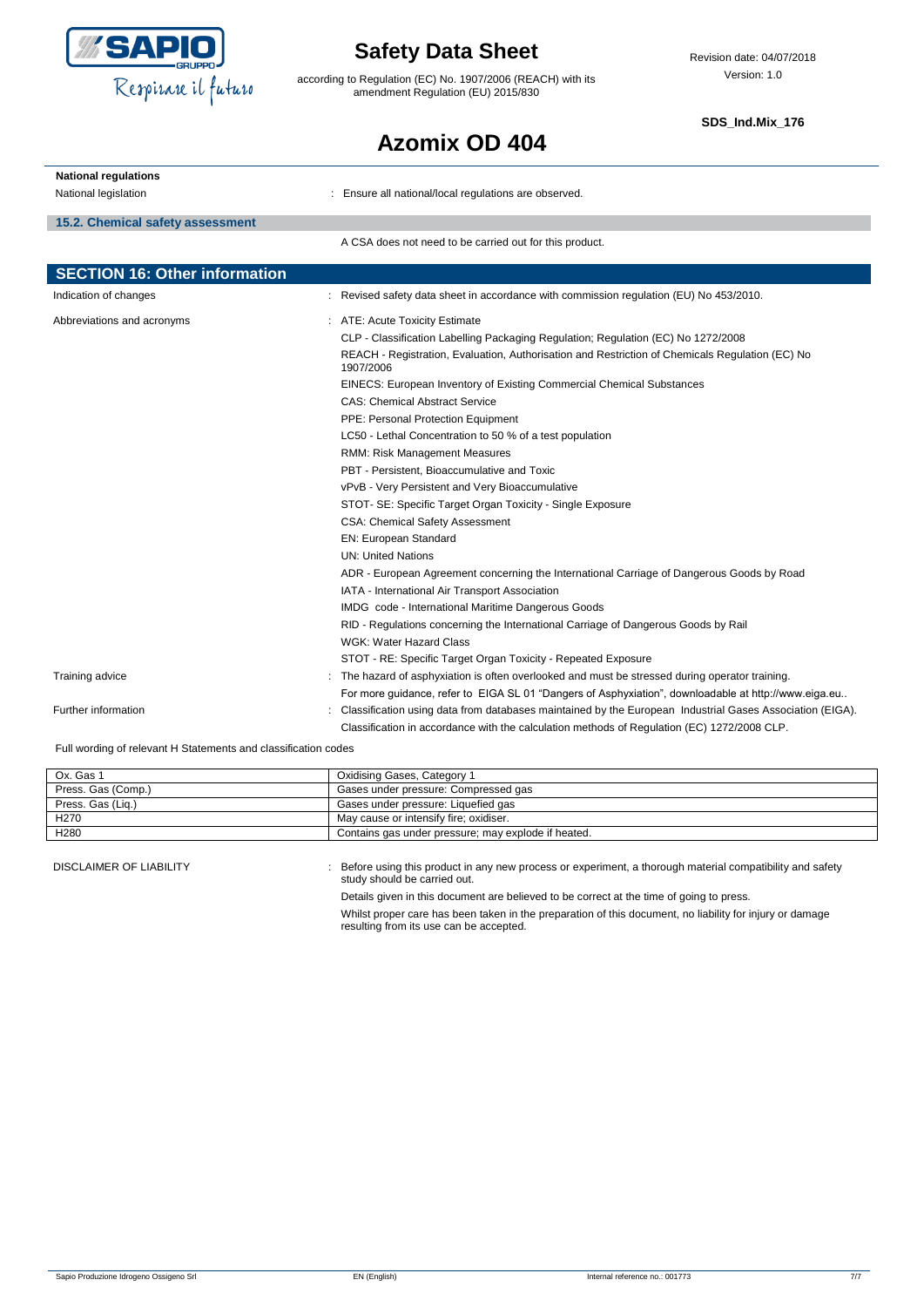**National regulations**

National legislation : Ensure all national/local regulations are observed.

### 15.2. Chemical safety assessment

A CSA does not need to be carried out for this product.

## SECTION 16: Other information

Indication of changes : Revised safety data sheet in accordance with commission regulation (EU) No 453/2010.

Abbreviations and acronyms :
- ATE: Acute Toxicity Estimate
- CLP - Classification Labelling Packaging Regulation; Regulation (EC) No 1272/2008
- REACH - Registration, Evaluation, Authorisation and Restriction of Chemicals Regulation (EC) No 1907/2006
- EINECS: European Inventory of Existing Commercial Chemical Substances
- CAS: Chemical Abstract Service
- PPE: Personal Protection Equipment
- LC50 - Lethal Concentration to 50 % of a test population
- RMM: Risk Management Measures
- PBT - Persistent, Bioaccumulative and Toxic
- vPvB - Very Persistent and Very Bioaccumulative
- STOT- SE: Specific Target Organ Toxicity - Single Exposure
- CSA: Chemical Safety Assessment
- EN: European Standard
- UN: United Nations
- ADR - European Agreement concerning the International Carriage of Dangerous Goods by Road
- IATA - International Air Transport Association
- IMDG code - International Maritime Dangerous Goods
- RID - Regulations concerning the International Carriage of Dangerous Goods by Rail
- WGK: Water Hazard Class
- STOT - RE: Specific Target Organ Toxicity - Repeated Exposure

Training advice : The hazard of asphyxiation is often overlooked and must be stressed during operator training.
For more guidance, refer to EIGA SL 01 "Dangers of Asphyxiation", downloadable at http://www.eiga.eu..

Further information : Classification using data from databases maintained by the European Industrial Gases Association (EIGA).
Classification in accordance with the calculation methods of Regulation (EC) 1272/2008 CLP.

Full wording of relevant H Statements and classification codes

| | |
|---|---|
| Ox. Gas 1 | Oxidising Gases, Category 1 |
| Press. Gas (Comp.) | Gases under pressure: Compressed gas |
| Press. Gas (Liq.) | Gases under pressure: Liquefied gas |
| H270 | May cause or intensify fire; oxidiser. |
| H280 | Contains gas under pressure; may explode if heated. |

DISCLAIMER OF LIABILITY : Before using this product in any new process or experiment, a thorough material compatibility and safety study should be carried out.

Details given in this document are believed to be correct at the time of going to press.

Whilst proper care has been taken in the preparation of this document, no liability for injury or damage resulting from its use can be accepted.